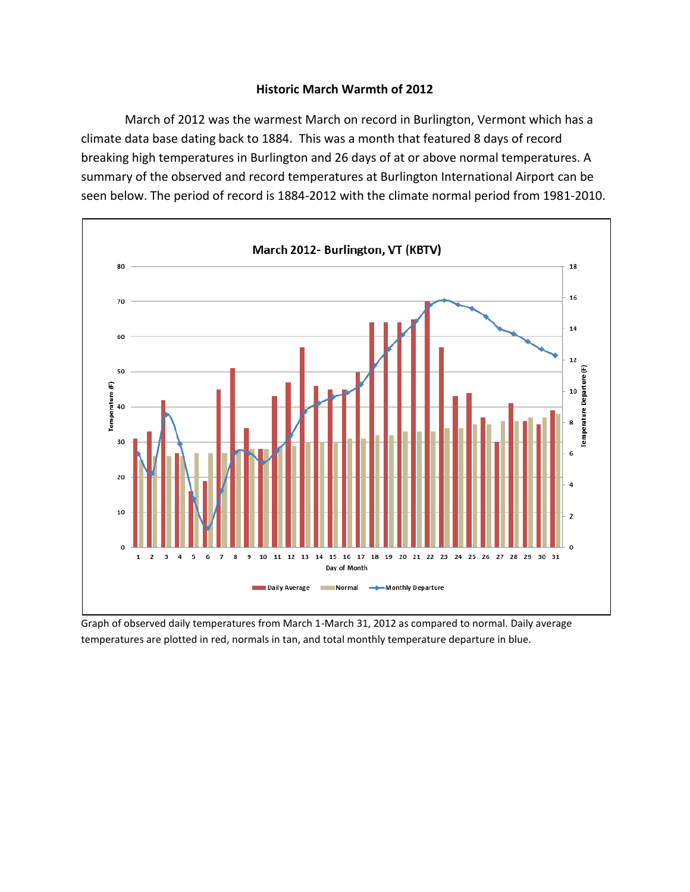# Historic March Warmth of 2012

March of 2012 was the warmest March on record in Burlington, Vermont which has a climate data base dating back to 1884. This was a month that featured 8 days of record breaking high temperatures in Burlington and 26 days of at or above normal temperatures. A summary of the observed and record temperatures at Burlington International Airport can be seen below. The period of record is 1884-2012 with the climate normal period from 1981-2010.

Graph of observed daily temperatures from March 1-March 31, 2012 as compared to normal. Daily average temperatures are plotted in red, normals in tan, and total monthly temperature departure in blue.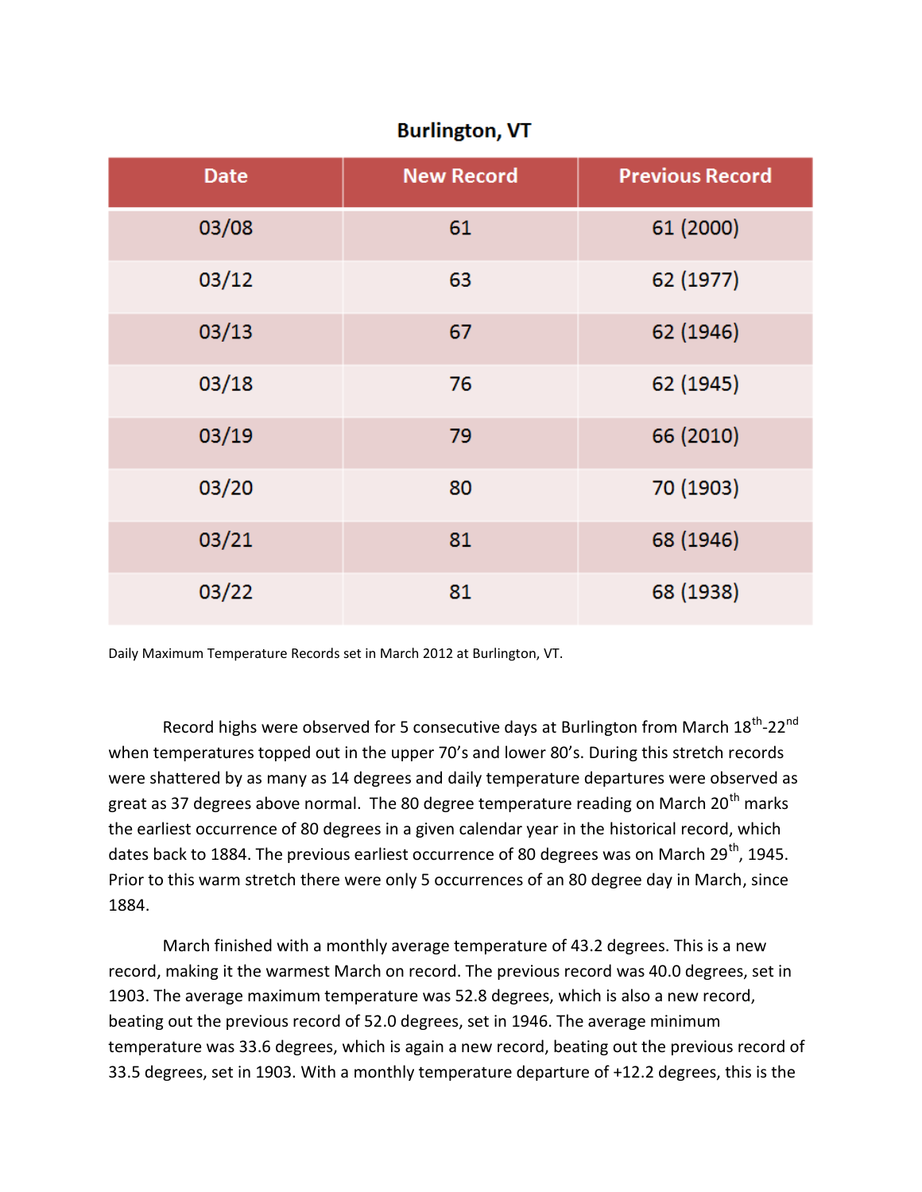## Burlington, VT

| Date | New Record | Previous Record |
|---|---|---|
| 03/08 | 61 | 61 (2000) |
| 03/12 | 63 | 62 (1977) |
| 03/13 | 67 | 62 (1946) |
| 03/18 | 76 | 62 (1945) |
| 03/19 | 79 | 66 (2010) |
| 03/20 | 80 | 70 (1903) |
| 03/21 | 81 | 68 (1946) |
| 03/22 | 81 | 68 (1938) |

Daily Maximum Temperature Records set in March 2012 at Burlington, VT.

Record highs were observed for 5 consecutive days at Burlington from March 18th-22nd when temperatures topped out in the upper 70's and lower 80's. During this stretch records were shattered by as many as 14 degrees and daily temperature departures were observed as great as 37 degrees above normal. The 80 degree temperature reading on March 20th marks the earliest occurrence of 80 degrees in a given calendar year in the historical record, which dates back to 1884. The previous earliest occurrence of 80 degrees was on March 29th, 1945. Prior to this warm stretch there were only 5 occurrences of an 80 degree day in March, since 1884.

March finished with a monthly average temperature of 43.2 degrees. This is a new record, making it the warmest March on record. The previous record was 40.0 degrees, set in 1903. The average maximum temperature was 52.8 degrees, which is also a new record, beating out the previous record of 52.0 degrees, set in 1946. The average minimum temperature was 33.6 degrees, which is again a new record, beating out the previous record of 33.5 degrees, set in 1903. With a monthly temperature departure of +12.2 degrees, this is the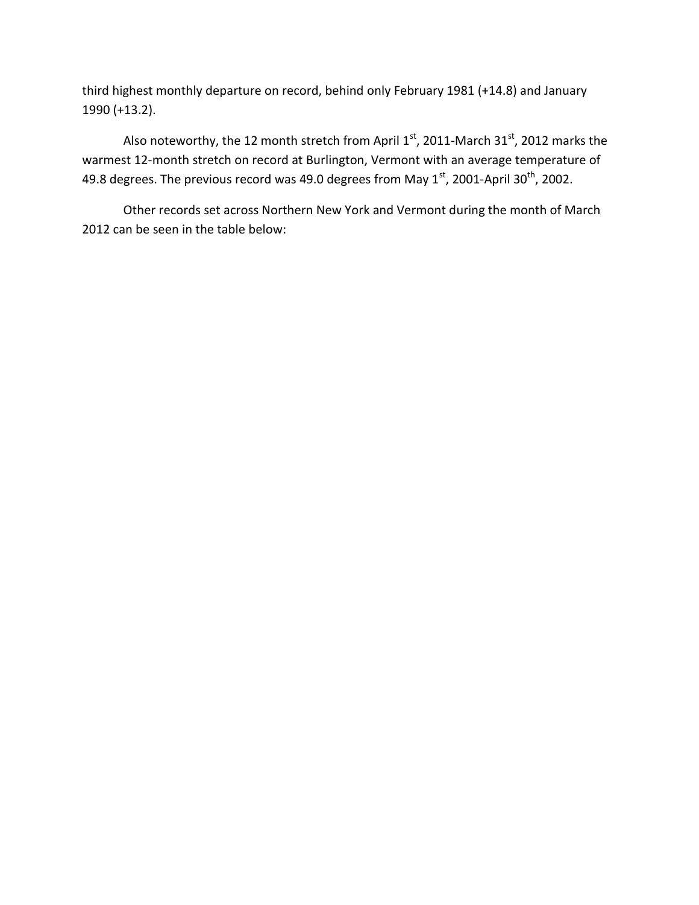third highest monthly departure on record, behind only February 1981 (+14.8) and January 1990 (+13.2).

Also noteworthy, the 12 month stretch from April 1st, 2011-March 31st, 2012 marks the warmest 12-month stretch on record at Burlington, Vermont with an average temperature of 49.8 degrees. The previous record was 49.0 degrees from May 1st, 2001-April 30th, 2002.

Other records set across Northern New York and Vermont during the month of March 2012 can be seen in the table below: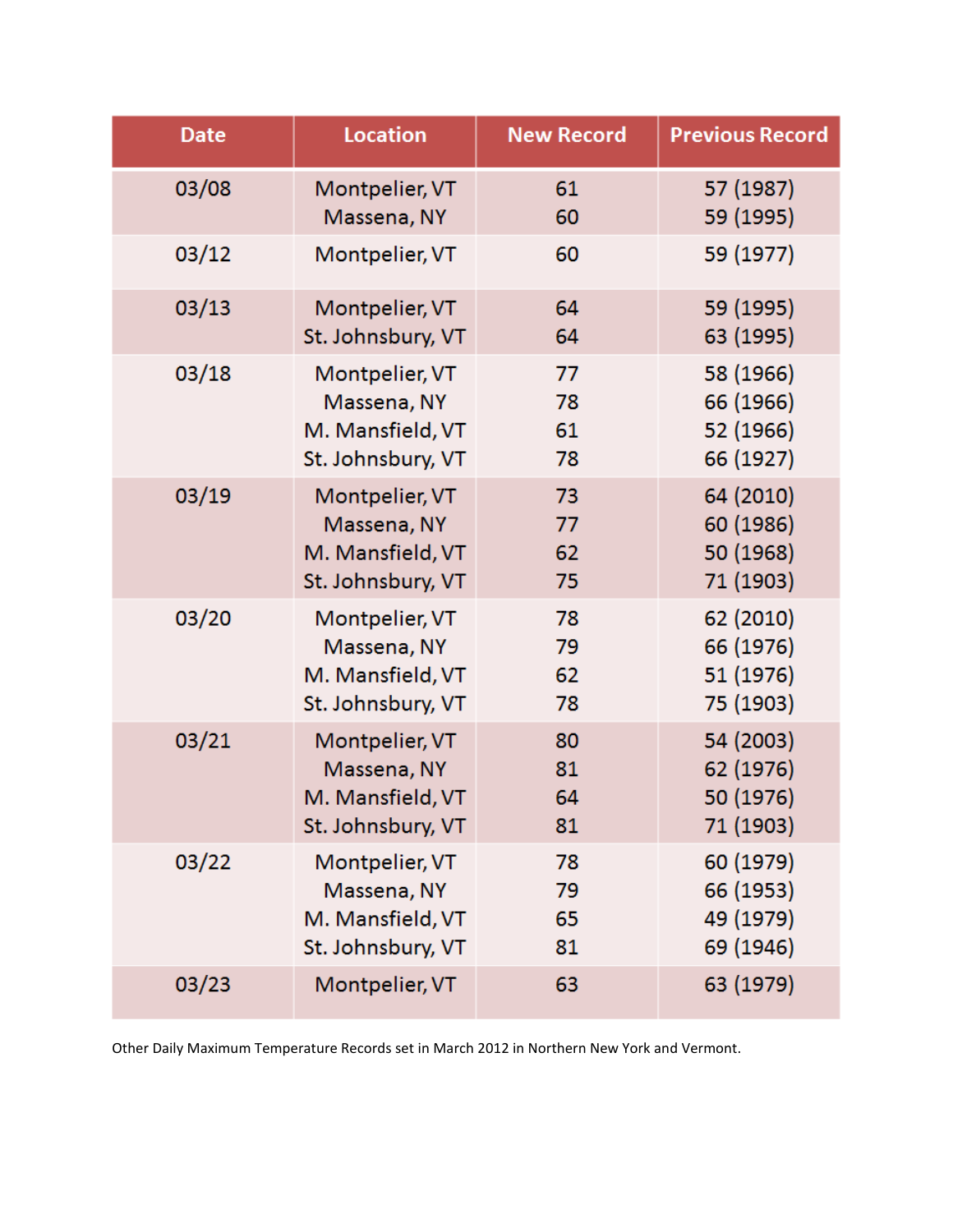| Date | Location | New Record | Previous Record |
|---|---|---|---|
| 03/08 | Montpelier, VT | 61 | 57 (1987) |
| | Massena, NY | 60 | 59 (1995) |
| 03/12 | Montpelier, VT | 60 | 59 (1977) |
| 03/13 | Montpelier, VT | 64 | 59 (1995) |
| | St. Johnsbury, VT | 64 | 63 (1995) |
| 03/18 | Montpelier, VT | 77 | 58 (1966) |
| | Massena, NY | 78 | 66 (1966) |
| | M. Mansfield, VT | 61 | 52 (1966) |
| | St. Johnsbury, VT | 78 | 66 (1927) |
| 03/19 | Montpelier, VT | 73 | 64 (2010) |
| | Massena, NY | 77 | 60 (1986) |
| | M. Mansfield, VT | 62 | 50 (1968) |
| | St. Johnsbury, VT | 75 | 71 (1903) |
| 03/20 | Montpelier, VT | 78 | 62 (2010) |
| | Massena, NY | 79 | 66 (1976) |
| | M. Mansfield, VT | 62 | 51 (1976) |
| | St. Johnsbury, VT | 78 | 75 (1903) |
| 03/21 | Montpelier, VT | 80 | 54 (2003) |
| | Massena, NY | 81 | 62 (1976) |
| | M. Mansfield, VT | 64 | 50 (1976) |
| | St. Johnsbury, VT | 81 | 71 (1903) |
| 03/22 | Montpelier, VT | 78 | 60 (1979) |
| | Massena, NY | 79 | 66 (1953) |
| | M. Mansfield, VT | 65 | 49 (1979) |
| | St. Johnsbury, VT | 81 | 69 (1946) |
| 03/23 | Montpelier, VT | 63 | 63 (1979) |

Other Daily Maximum Temperature Records set in March 2012 in Northern New York and Vermont.